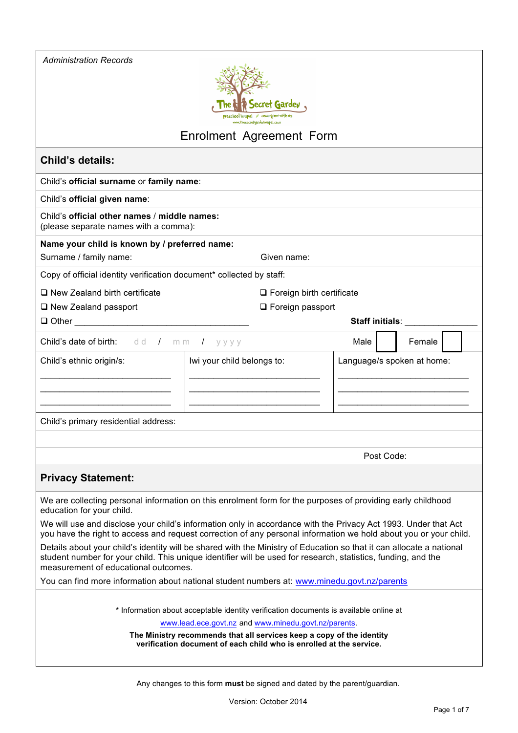*Administration Records*

The Secret Garden
preschool kuapai · come grow with us
www.thesecretgardenkuapai.co.nz

# Enrolment Agreement Form

## Child's details:

Child's **official surname** or **family name**:

Child's **official given name**:

Child's **official other names** / **middle names:**
(please separate names with a comma):

**Name your child is known by / preferred name:**

Surname / family name: Given name:

Copy of official identity verification document* collected by staff:

❑ New Zealand birth certificate
❑ Foreign birth certificate
❑ New Zealand passport
❑ Foreign passport
❑ Other ____________________________________

**Staff initials**: _______________

Child's date of birth: dd / mm / yyyy Male ☐ Female ☐

| Child's ethnic origin/s: | Iwi your child belongs to: | Language/s spoken at home: |
|---|---|---|
| ____________________________ | ____________________________ | ____________________________ |
| ____________________________ | ____________________________ | ____________________________ |
| ____________________________ | ____________________________ | ____________________________ |

Child's primary residential address:

Post Code:

## Privacy Statement:

We are collecting personal information on this enrolment form for the purposes of providing early childhood education for your child.

We will use and disclose your child's information only in accordance with the Privacy Act 1993. Under that Act you have the right to access and request correction of any personal information we hold about you or your child.

Details about your child's identity will be shared with the Ministry of Education so that it can allocate a national student number for your child. This unique identifier will be used for research, statistics, funding, and the measurement of educational outcomes.

You can find more information about national student numbers at: www.minedu.govt.nz/parents

\* Information about acceptable identity verification documents is available online at www.lead.ece.govt.nz and www.minedu.govt.nz/parents.

**The Ministry recommends that all services keep a copy of the identity verification document of each child who is enrolled at the service.**

Any changes to this form **must** be signed and dated by the parent/guardian.

Version: October 2014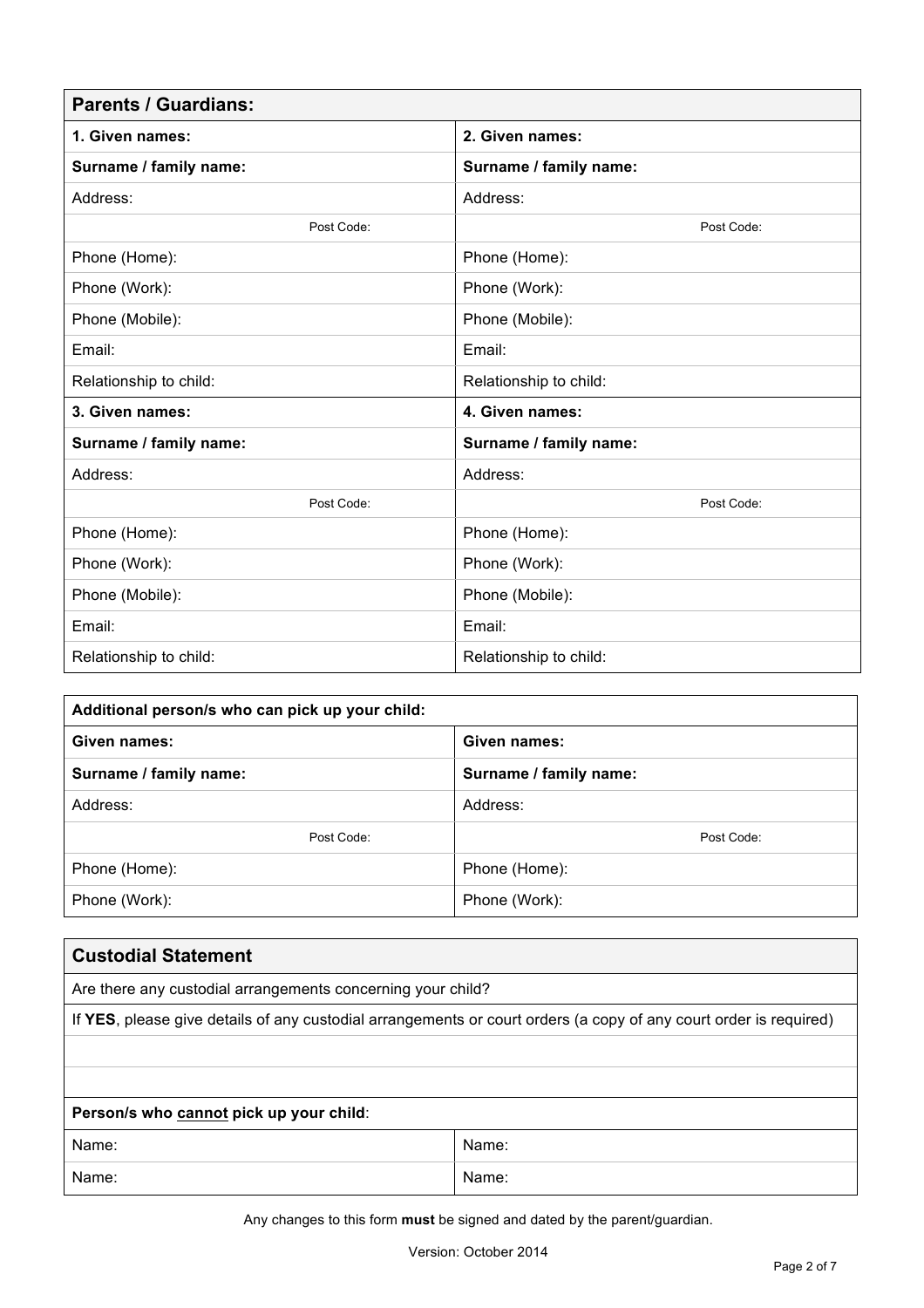| Parents / Guardians: | |
|---|---|
| **1. Given names:** | **2. Given names:** |
| **Surname / family name:** | **Surname / family name:** |
| Address: | Address: |
| Post Code: | Post Code: |
| Phone (Home): | Phone (Home): |
| Phone (Work): | Phone (Work): |
| Phone (Mobile): | Phone (Mobile): |
| Email: | Email: |
| Relationship to child: | Relationship to child: |
| **3. Given names:** | **4. Given names:** |
| **Surname / family name:** | **Surname / family name:** |
| Address: | Address: |
| Post Code: | Post Code: |
| Phone (Home): | Phone (Home): |
| Phone (Work): | Phone (Work): |
| Phone (Mobile): | Phone (Mobile): |
| Email: | Email: |
| Relationship to child: | Relationship to child: |

| Additional person/s who can pick up your child: | |
|---|---|
| **Given names:** | **Given names:** |
| **Surname / family name:** | **Surname / family name:** |
| Address: | Address: |
| Post Code: | Post Code: |
| Phone (Home): | Phone (Home): |
| Phone (Work): | Phone (Work): |

| Custodial Statement | |
|---|---|
| Are there any custodial arrangements concerning your child? | |
| If **YES**, please give details of any custodial arrangements or court orders (a copy of any court order is required) | |
| | |
| | |
| **Person/s who cannot pick up your child**: | |
| Name: | Name: |
| Name: | Name: |

Any changes to this form **must** be signed and dated by the parent/guardian.

Version: October 2014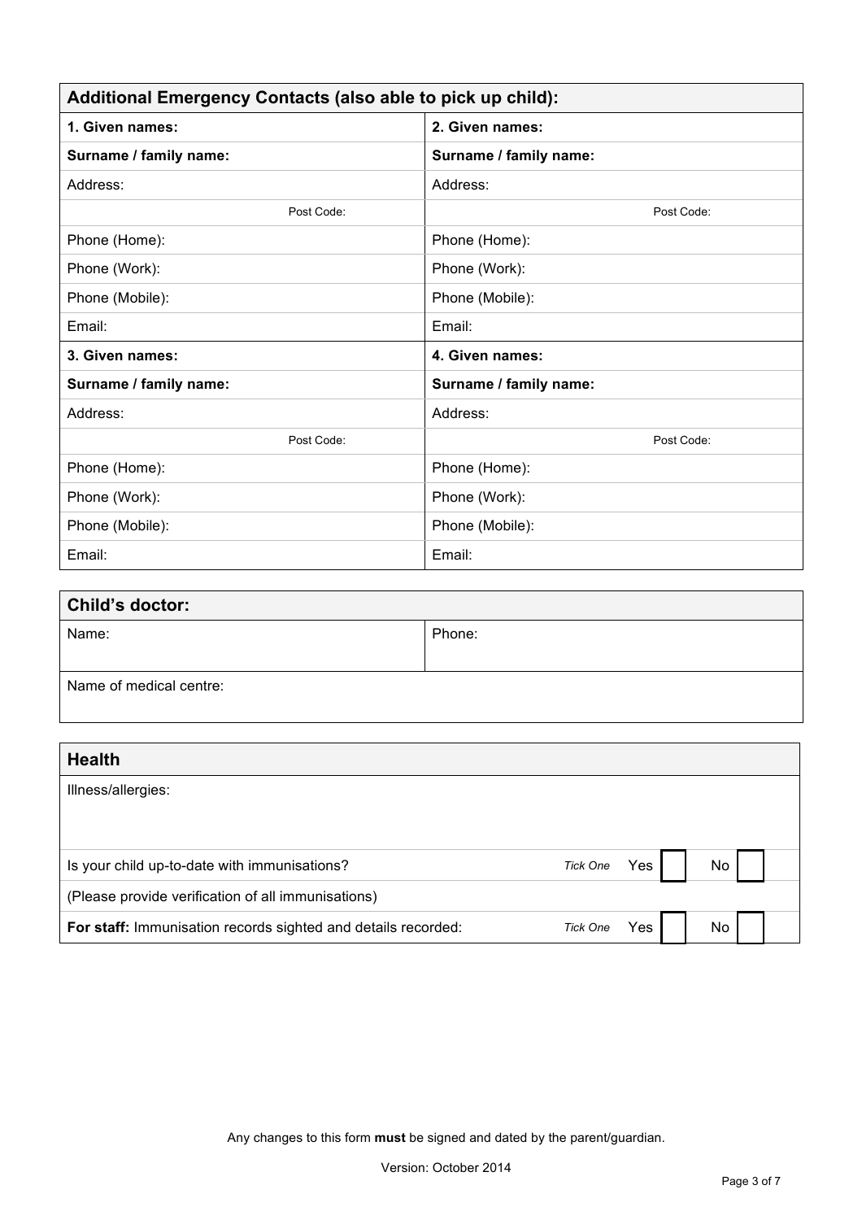| **Additional Emergency Contacts (also able to pick up child):** | |
|---|---|
| **1. Given names:** | **2. Given names:** |
| **Surname / family name:** | **Surname / family name:** |
| Address: | Address: |
| Post Code: | Post Code: |
| Phone (Home): | Phone (Home): |
| Phone (Work): | Phone (Work): |
| Phone (Mobile): | Phone (Mobile): |
| Email: | Email: |
| **3. Given names:** | **4. Given names:** |
| **Surname / family name:** | **Surname / family name:** |
| Address: | Address: |
| Post Code: | Post Code: |
| Phone (Home): | Phone (Home): |
| Phone (Work): | Phone (Work): |
| Phone (Mobile): | Phone (Mobile): |
| Email: | Email: |

| **Child's doctor:** | |
|---|---|
| Name: | Phone: |
| Name of medical centre: | |

| **Health** | | | |
|---|---|---|---|
| Illness/allergies: | | | |
| Is your child up-to-date with immunisations? | *Tick One* | Yes ☐ | No ☐ |
| (Please provide verification of all immunisations) | | | |
| **For staff:** Immunisation records sighted and details recorded: | *Tick One* | Yes ☐ | No ☐ |

Any changes to this form **must** be signed and dated by the parent/guardian.

Version: October 2014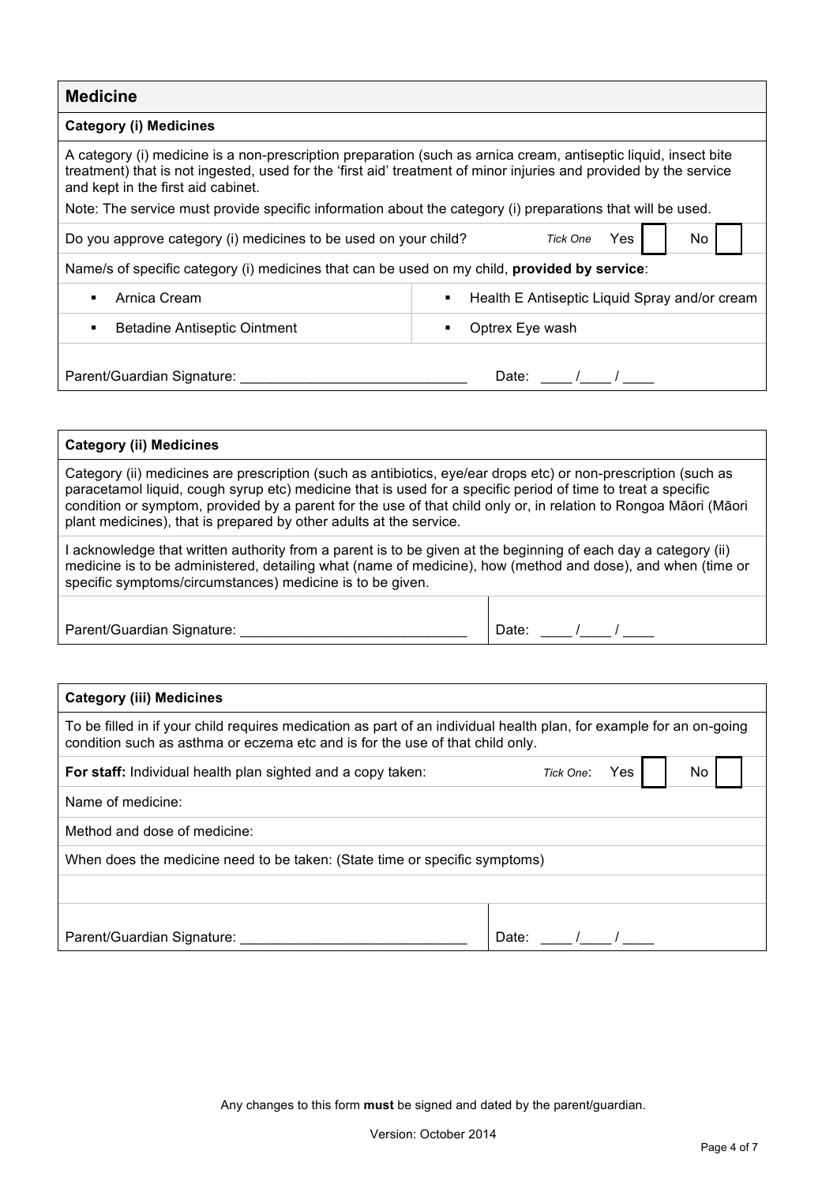## Medicine

### Category (i) Medicines

A category (i) medicine is a non-prescription preparation (such as arnica cream, antiseptic liquid, insect bite treatment) that is not ingested, used for the 'first aid' treatment of minor injuries and provided by the service and kept in the first aid cabinet.

Note: The service must provide specific information about the category (i) preparations that will be used.

Do you approve category (i) medicines to be used on your child? *Tick One* Yes ☐ No ☐

Name/s of specific category (i) medicines that can be used on my child, **provided by service**:

- Arnica Cream
- Health E Antiseptic Liquid Spray and/or cream
- Betadine Antiseptic Ointment
- Optrex Eye wash

Parent/Guardian Signature: ____________________________ Date: ____ /____ / ____

### Category (ii) Medicines

Category (ii) medicines are prescription (such as antibiotics, eye/ear drops etc) or non-prescription (such as paracetamol liquid, cough syrup etc) medicine that is used for a specific period of time to treat a specific condition or symptom, provided by a parent for the use of that child only or, in relation to Rongoa Māori (Māori plant medicines), that is prepared by other adults at the service.

I acknowledge that written authority from a parent is to be given at the beginning of each day a category (ii) medicine is to be administered, detailing what (name of medicine), how (method and dose), and when (time or specific symptoms/circumstances) medicine is to be given.

Parent/Guardian Signature: ____________________________ Date: ____ /____ / ____

### Category (iii) Medicines

To be filled in if your child requires medication as part of an individual health plan, for example for an on-going condition such as asthma or eczema etc and is for the use of that child only.

**For staff:** Individual health plan sighted and a copy taken: *Tick One*: Yes ☐ No ☐

Name of medicine:

Method and dose of medicine:

When does the medicine need to be taken: (State time or specific symptoms)

Parent/Guardian Signature: ____________________________ Date: ____ /____ / ____

Any changes to this form **must** be signed and dated by the parent/guardian.

Version: October 2014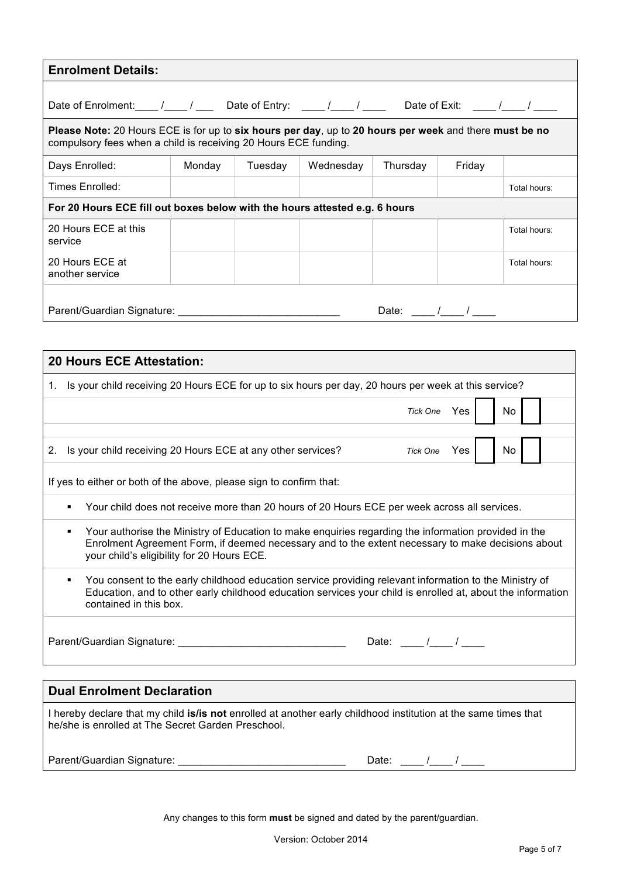## Enrolment Details:

Date of Enrolment:____ /____ / ___ Date of Entry: ____ /____ / ____ Date of Exit: ____ /____ / ____

**Please Note:** 20 Hours ECE is for up to **six hours per day**, up to **20 hours per week** and there **must be no** compulsory fees when a child is receiving 20 Hours ECE funding.

| Days Enrolled: | Monday | Tuesday | Wednesday | Thursday | Friday | |
|---|---|---|---|---|---|---|
| Times Enrolled: | | | | | | Total hours: |
| **For 20 Hours ECE fill out boxes below with the hours attested e.g. 6 hours** | | | | | | |
| 20 Hours ECE at this service | | | | | | Total hours: |
| 20 Hours ECE at another service | | | | | | Total hours: |

Parent/Guardian Signature: ____________________________ Date: ____ /____ / ____

## 20 Hours ECE Attestation:

1. Is your child receiving 20 Hours ECE for up to six hours per day, 20 hours per week at this service?

   *Tick One* Yes ☐ No ☐

2. Is your child receiving 20 Hours ECE at any other services? *Tick One* Yes ☐ No ☐

If yes to either or both of the above, please sign to confirm that:

- Your child does not receive more than 20 hours of 20 Hours ECE per week across all services.
- Your authorise the Ministry of Education to make enquiries regarding the information provided in the Enrolment Agreement Form, if deemed necessary and to the extent necessary to make decisions about your child's eligibility for 20 Hours ECE.
- You consent to the early childhood education service providing relevant information to the Ministry of Education, and to other early childhood education services your child is enrolled at, about the information contained in this box.

Parent/Guardian Signature: _____________________________ Date: ____ /____ / ____

## Dual Enrolment Declaration

I hereby declare that my child **is/is not** enrolled at another early childhood institution at the same times that he/she is enrolled at The Secret Garden Preschool.

Parent/Guardian Signature: _____________________________ Date: ____ /____ / ____

Any changes to this form **must** be signed and dated by the parent/guardian.

Version: October 2014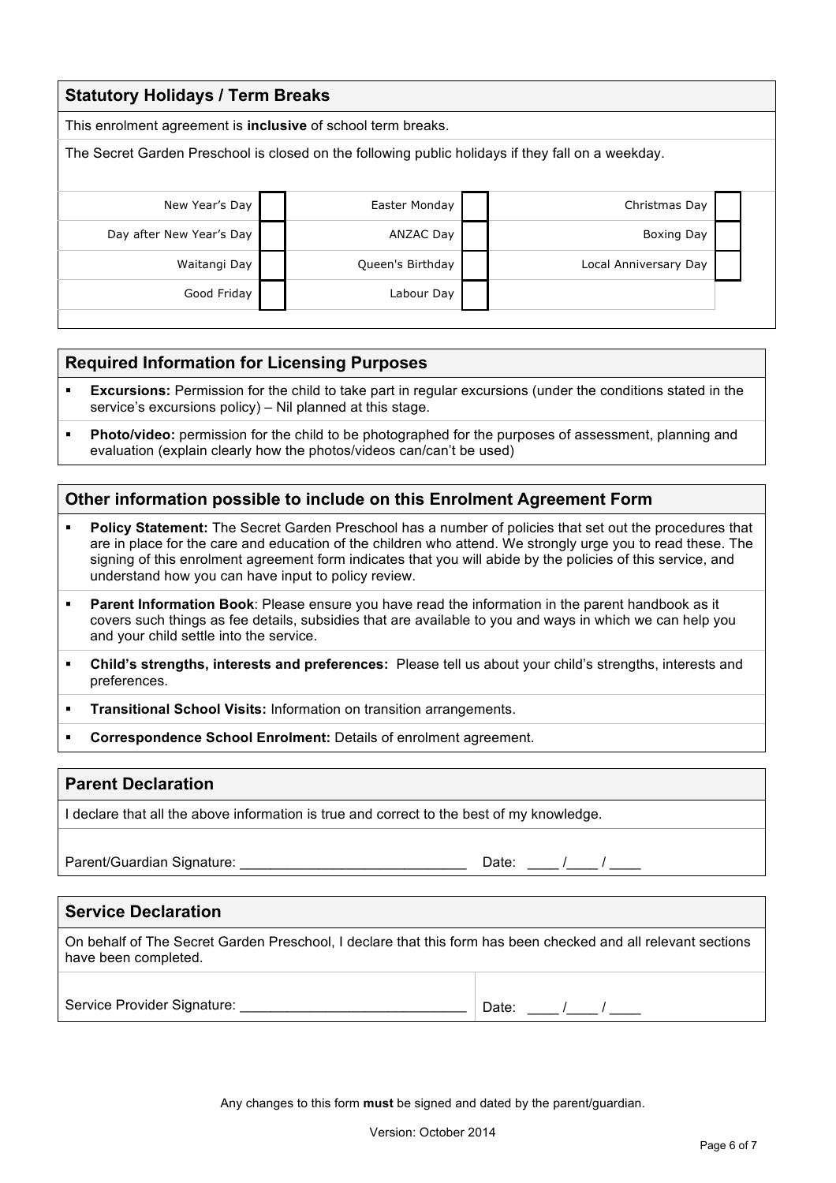## Statutory Holidays / Term Breaks

This enrolment agreement is **inclusive** of school term breaks.

The Secret Garden Preschool is closed on the following public holidays if they fall on a weekday.

| | | | | | |
|---|---|---|---|---|---|
| New Year's Day | | Easter Monday | | Christmas Day | |
| Day after New Year's Day | | ANZAC Day | | Boxing Day | |
| Waitangi Day | | Queen's Birthday | | Local Anniversary Day | |
| Good Friday | | Labour Day | | | |

## Required Information for Licensing Purposes

- **Excursions:** Permission for the child to take part in regular excursions (under the conditions stated in the service's excursions policy) – Nil planned at this stage.
- **Photo/video:** permission for the child to be photographed for the purposes of assessment, planning and evaluation (explain clearly how the photos/videos can/can't be used)

## Other information possible to include on this Enrolment Agreement Form

- **Policy Statement:** The Secret Garden Preschool has a number of policies that set out the procedures that are in place for the care and education of the children who attend. We strongly urge you to read these. The signing of this enrolment agreement form indicates that you will abide by the policies of this service, and understand how you can have input to policy review.
- **Parent Information Book**: Please ensure you have read the information in the parent handbook as it covers such things as fee details, subsidies that are available to you and ways in which we can help you and your child settle into the service.
- **Child's strengths, interests and preferences:** Please tell us about your child's strengths, interests and preferences.
- **Transitional School Visits:** Information on transition arrangements.
- **Correspondence School Enrolment:** Details of enrolment agreement.

## Parent Declaration

I declare that all the above information is true and correct to the best of my knowledge.

Parent/Guardian Signature: ____________________________ Date: ____ /____ / ____

## Service Declaration

On behalf of The Secret Garden Preschool, I declare that this form has been checked and all relevant sections have been completed.

Service Provider Signature: ____________________________ Date: ____ /____ / ____

Any changes to this form **must** be signed and dated by the parent/guardian.

Version: October 2014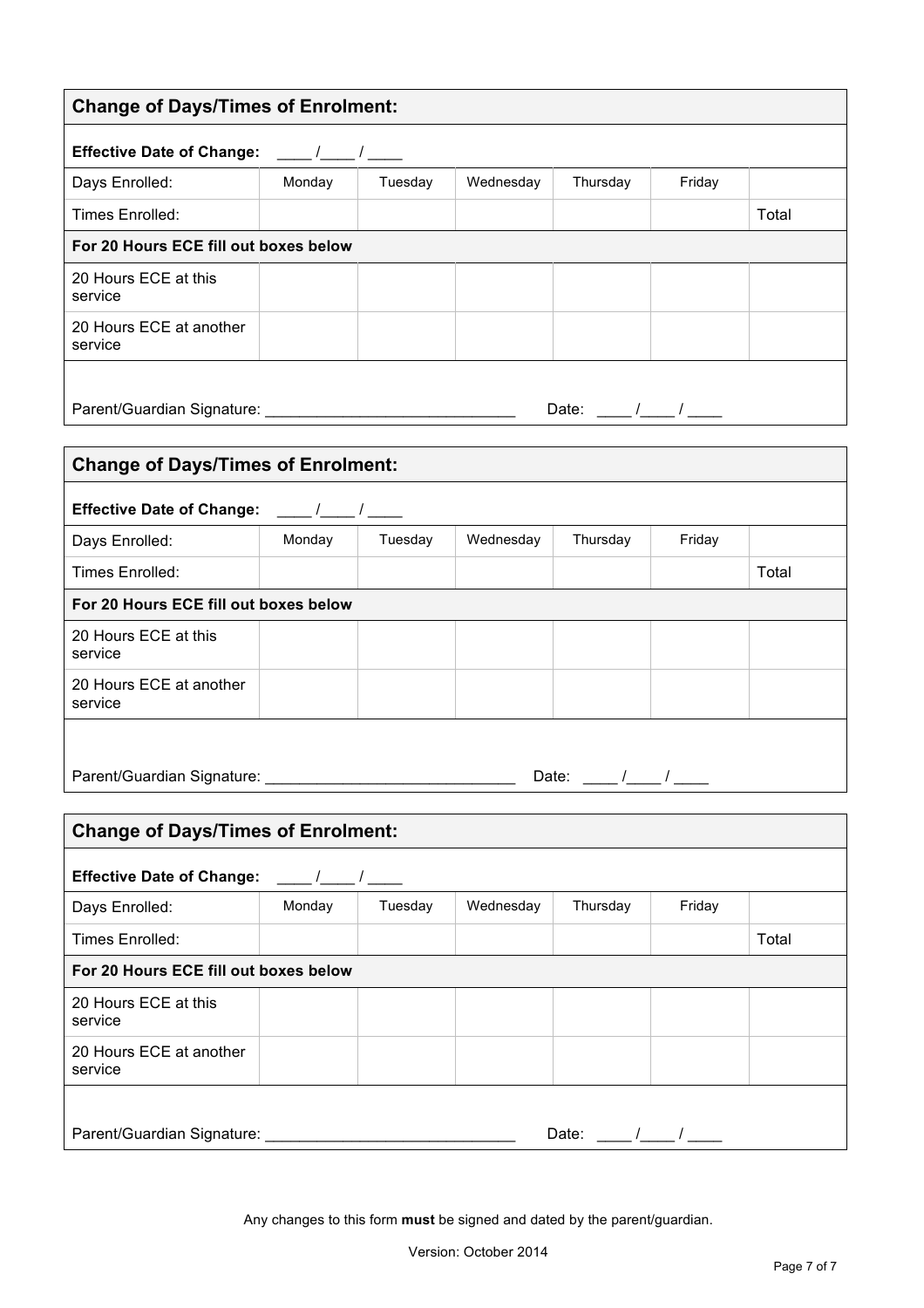| **Change of Days/Times of Enrolment:** | | | | | | |
|---|---|---|---|---|---|---|
| **Effective Date of Change:** ____ /____ / ____ | | | | | | |
| Days Enrolled: | Monday | Tuesday | Wednesday | Thursday | Friday | |
| Times Enrolled: | | | | | | Total |
| **For 20 Hours ECE fill out boxes below** | | | | | | |
| 20 Hours ECE at this service | | | | | | |
| 20 Hours ECE at another service | | | | | | |
| Parent/Guardian Signature: ______________________________ Date: ____ /____ / ____ | | | | | | |

| **Change of Days/Times of Enrolment:** | | | | | | |
|---|---|---|---|---|---|---|
| **Effective Date of Change:** ____ /____ / ____ | | | | | | |
| Days Enrolled: | Monday | Tuesday | Wednesday | Thursday | Friday | |
| Times Enrolled: | | | | | | Total |
| **For 20 Hours ECE fill out boxes below** | | | | | | |
| 20 Hours ECE at this service | | | | | | |
| 20 Hours ECE at another service | | | | | | |
| Parent/Guardian Signature: ______________________________ Date: ____ /____ / ____ | | | | | | |

| **Change of Days/Times of Enrolment:** | | | | | | |
|---|---|---|---|---|---|---|
| **Effective Date of Change:** ____ /____ / ____ | | | | | | |
| Days Enrolled: | Monday | Tuesday | Wednesday | Thursday | Friday | |
| Times Enrolled: | | | | | | Total |
| **For 20 Hours ECE fill out boxes below** | | | | | | |
| 20 Hours ECE at this service | | | | | | |
| 20 Hours ECE at another service | | | | | | |
| Parent/Guardian Signature: ______________________________ Date: ____ /____ / ____ | | | | | | |

Any changes to this form **must** be signed and dated by the parent/guardian.

Version: October 2014